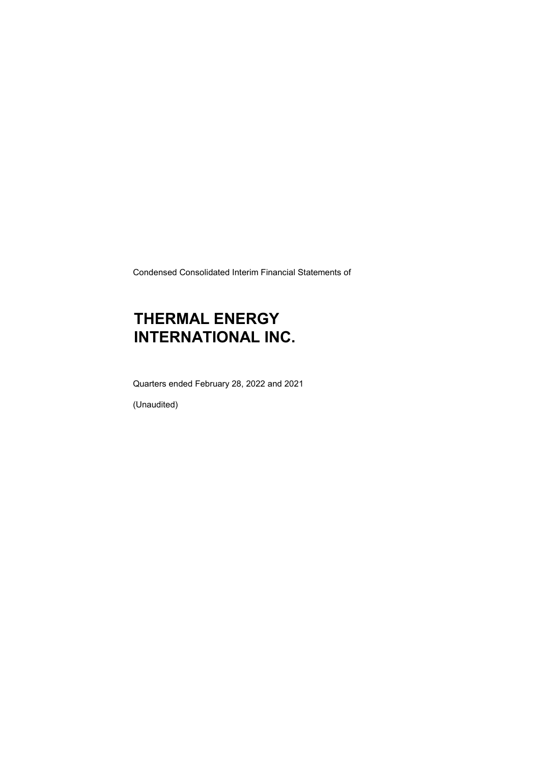Condensed Consolidated Interim Financial Statements of

# THERMAL ENERGY INTERNATIONAL INC.

Quarters ended February 28, 2022 and 2021

(Unaudited)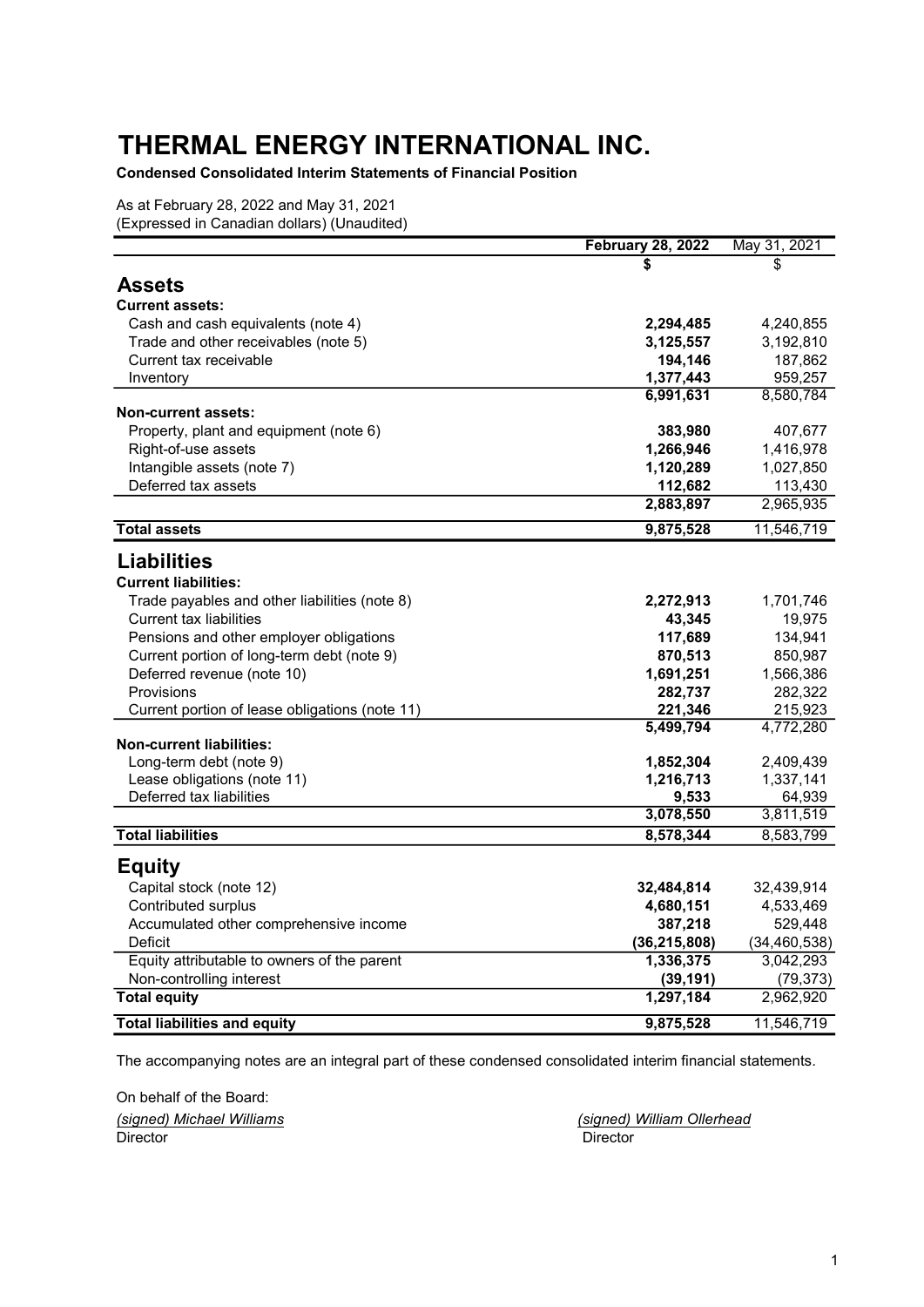# THERMAL ENERGY INTERNATIONAL INC.

**Condensed Consolidated Interim Statements of Financial Position**

As at February 28, 2022 and May 31, 2021
(Expressed in Canadian dollars) (Unaudited)

| | **February 28, 2022** | May 31, 2021 |
|---|---|---|
| | **$** | $ |
| **Assets** | | |
| **Current assets:** | | |
| Cash and cash equivalents (note 4) | **2,294,485** | 4,240,855 |
| Trade and other receivables (note 5) | **3,125,557** | 3,192,810 |
| Current tax receivable | **194,146** | 187,862 |
| Inventory | **1,377,443** | 959,257 |
| | **6,991,631** | 8,580,784 |
| **Non-current assets:** | | |
| Property, plant and equipment (note 6) | **383,980** | 407,677 |
| Right-of-use assets | **1,266,946** | 1,416,978 |
| Intangible assets (note 7) | **1,120,289** | 1,027,850 |
| Deferred tax assets | **112,682** | 113,430 |
| | **2,883,897** | 2,965,935 |
| **Total assets** | **9,875,528** | 11,546,719 |
| **Liabilities** | | |
| **Current liabilities:** | | |
| Trade payables and other liabilities (note 8) | **2,272,913** | 1,701,746 |
| Current tax liabilities | **43,345** | 19,975 |
| Pensions and other employer obligations | **117,689** | 134,941 |
| Current portion of long-term debt (note 9) | **870,513** | 850,987 |
| Deferred revenue (note 10) | **1,691,251** | 1,566,386 |
| Provisions | **282,737** | 282,322 |
| Current portion of lease obligations (note 11) | **221,346** | 215,923 |
| | **5,499,794** | 4,772,280 |
| **Non-current liabilities:** | | |
| Long-term debt (note 9) | **1,852,304** | 2,409,439 |
| Lease obligations (note 11) | **1,216,713** | 1,337,141 |
| Deferred tax liabilities | **9,533** | 64,939 |
| | **3,078,550** | 3,811,519 |
| **Total liabilities** | **8,578,344** | 8,583,799 |
| **Equity** | | |
| Capital stock (note 12) | **32,484,814** | 32,439,914 |
| Contributed surplus | **4,680,151** | 4,533,469 |
| Accumulated other comprehensive income | **387,218** | 529,448 |
| Deficit | **(36,215,808)** | (34,460,538) |
| Equity attributable to owners of the parent | **1,336,375** | 3,042,293 |
| Non-controlling interest | **(39,191)** | (79,373) |
| **Total equity** | **1,297,184** | 2,962,920 |
| **Total liabilities and equity** | **9,875,528** | 11,546,719 |

The accompanying notes are an integral part of these condensed consolidated interim financial statements.

On behalf of the Board:

*(signed) Michael Williams*
Director

*(signed) William Ollerhead*
Director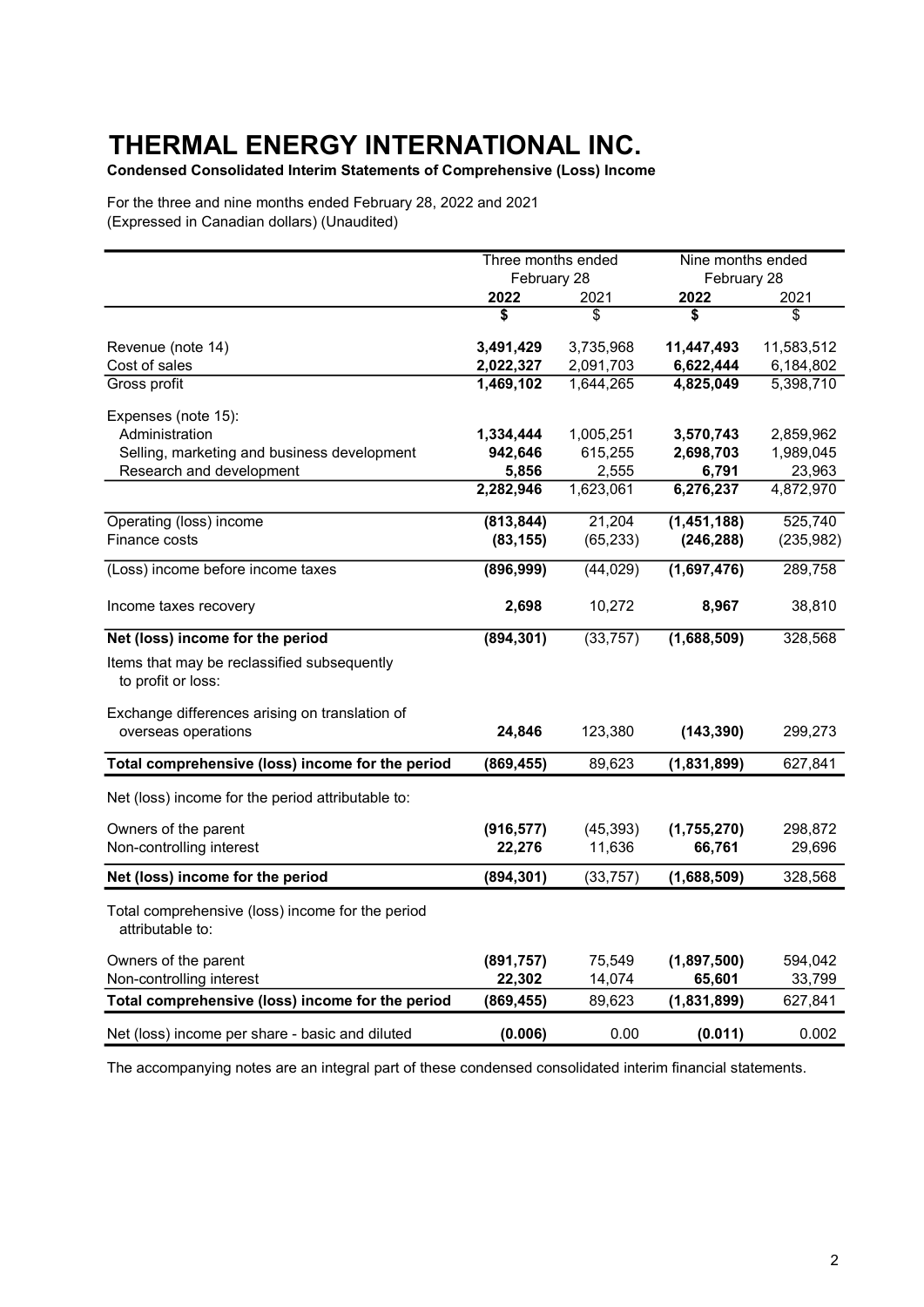# THERMAL ENERGY INTERNATIONAL INC.

**Condensed Consolidated Interim Statements of Comprehensive (Loss) Income**

For the three and nine months ended February 28, 2022 and 2021
(Expressed in Canadian dollars) (Unaudited)

| | Three months ended February 28 | | Nine months ended February 28 | |
|---|---|---|---|---|
| | **2022** | 2021 | **2022** | 2021 |
| | **$** | $ | **$** | $ |
| Revenue (note 14) | **3,491,429** | 3,735,968 | **11,447,493** | 11,583,512 |
| Cost of sales | **2,022,327** | 2,091,703 | **6,622,444** | 6,184,802 |
| Gross profit | **1,469,102** | 1,644,265 | **4,825,049** | 5,398,710 |
| Expenses (note 15): | | | | |
| Administration | **1,334,444** | 1,005,251 | **3,570,743** | 2,859,962 |
| Selling, marketing and business development | **942,646** | 615,255 | **2,698,703** | 1,989,045 |
| Research and development | **5,856** | 2,555 | **6,791** | 23,963 |
| | **2,282,946** | 1,623,061 | **6,276,237** | 4,872,970 |
| Operating (loss) income | **(813,844)** | 21,204 | **(1,451,188)** | 525,740 |
| Finance costs | **(83,155)** | (65,233) | **(246,288)** | (235,982) |
| (Loss) income before income taxes | **(896,999)** | (44,029) | **(1,697,476)** | 289,758 |
| Income taxes recovery | **2,698** | 10,272 | **8,967** | 38,810 |
| **Net (loss) income for the period** | **(894,301)** | (33,757) | **(1,688,509)** | 328,568 |
| Items that may be reclassified subsequently to profit or loss: | | | | |
| Exchange differences arising on translation of overseas operations | **24,846** | 123,380 | **(143,390)** | 299,273 |
| **Total comprehensive (loss) income for the period** | **(869,455)** | 89,623 | **(1,831,899)** | 627,841 |
| Net (loss) income for the period attributable to: | | | | |
| Owners of the parent | **(916,577)** | (45,393) | **(1,755,270)** | 298,872 |
| Non-controlling interest | **22,276** | 11,636 | **66,761** | 29,696 |
| **Net (loss) income for the period** | **(894,301)** | (33,757) | **(1,688,509)** | 328,568 |
| Total comprehensive (loss) income for the period attributable to: | | | | |
| Owners of the parent | **(891,757)** | 75,549 | **(1,897,500)** | 594,042 |
| Non-controlling interest | **22,302** | 14,074 | **65,601** | 33,799 |
| **Total comprehensive (loss) income for the period** | **(869,455)** | 89,623 | **(1,831,899)** | 627,841 |
| Net (loss) income per share - basic and diluted | **(0.006)** | 0.00 | **(0.011)** | 0.002 |

The accompanying notes are an integral part of these condensed consolidated interim financial statements.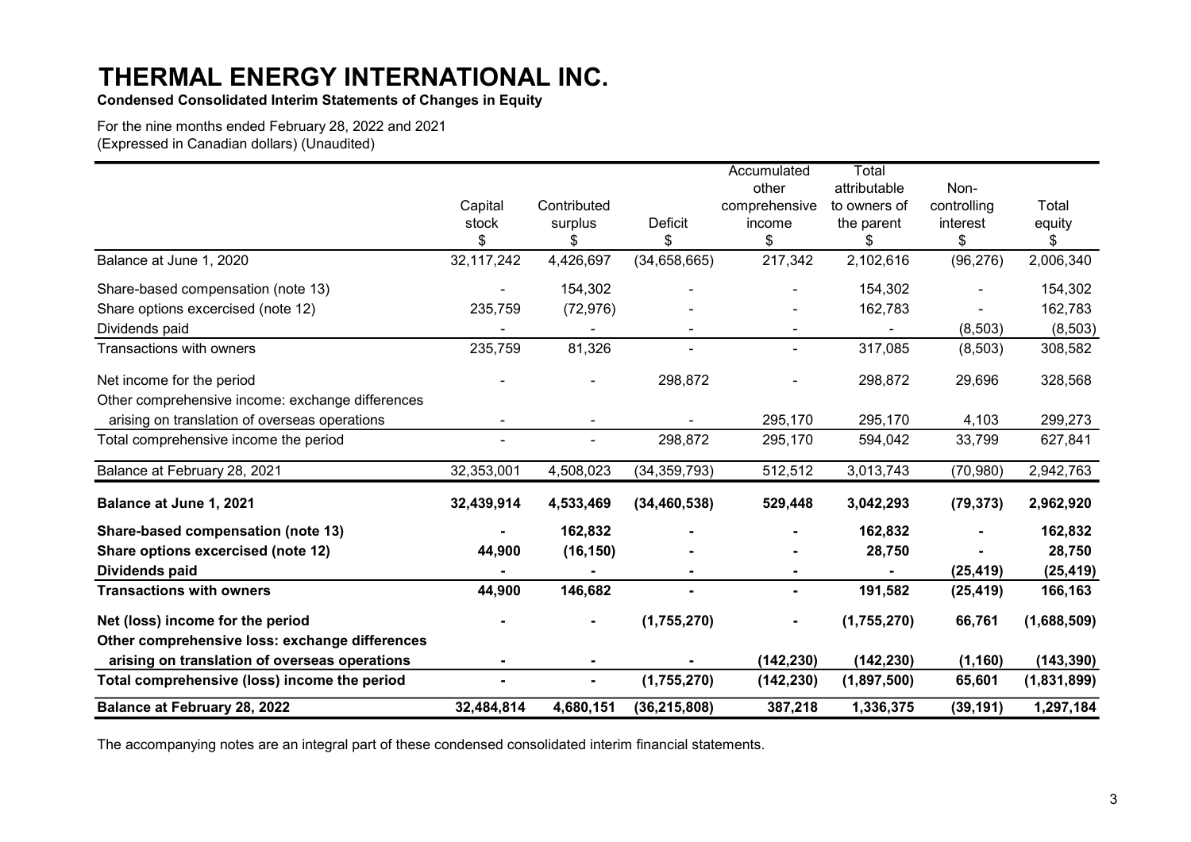# THERMAL ENERGY INTERNATIONAL INC.

**Condensed Consolidated Interim Statements of Changes in Equity**

For the nine months ended February 28, 2022 and 2021
(Expressed in Canadian dollars) (Unaudited)

| | Capital stock $ | Contributed surplus $ | Deficit $ | Accumulated other comprehensive income $ | Total attributable to owners of the parent $ | Non-controlling interest $ | Total equity $ |
|---|---|---|---|---|---|---|---|
| Balance at June 1, 2020 | 32,117,242 | 4,426,697 | (34,658,665) | 217,342 | 2,102,616 | (96,276) | 2,006,340 |
| Share-based compensation (note 13) | - | 154,302 | - | - | 154,302 | - | 154,302 |
| Share options excercised (note 12) | 235,759 | (72,976) | - | - | 162,783 | - | 162,783 |
| Dividends paid | - | - | - | - | - | (8,503) | (8,503) |
| Transactions with owners | 235,759 | 81,326 | - | - | 317,085 | (8,503) | 308,582 |
| Net income for the period | - | - | 298,872 | - | 298,872 | 29,696 | 328,568 |
| Other comprehensive income: exchange differences arising on translation of overseas operations | - | - | - | 295,170 | 295,170 | 4,103 | 299,273 |
| Total comprehensive income the period | - | - | 298,872 | 295,170 | 594,042 | 33,799 | 627,841 |
| Balance at February 28, 2021 | 32,353,001 | 4,508,023 | (34,359,793) | 512,512 | 3,013,743 | (70,980) | 2,942,763 |
| **Balance at June 1, 2021** | **32,439,914** | **4,533,469** | **(34,460,538)** | **529,448** | **3,042,293** | **(79,373)** | **2,962,920** |
| **Share-based compensation (note 13)** | **-** | **162,832** | **-** | **-** | **162,832** | **-** | **162,832** |
| **Share options excercised (note 12)** | **44,900** | **(16,150)** | **-** | **-** | **28,750** | **-** | **28,750** |
| **Dividends paid** | **-** | **-** | **-** | **-** | **-** | **(25,419)** | **(25,419)** |
| **Transactions with owners** | **44,900** | **146,682** | **-** | **-** | **191,582** | **(25,419)** | **166,163** |
| **Net (loss) income for the period** | **-** | **-** | **(1,755,270)** | **-** | **(1,755,270)** | **66,761** | **(1,688,509)** |
| **Other comprehensive loss: exchange differences arising on translation of overseas operations** | **-** | **-** | **-** | **(142,230)** | **(142,230)** | **(1,160)** | **(143,390)** |
| **Total comprehensive (loss) income the period** | **-** | **-** | **(1,755,270)** | **(142,230)** | **(1,897,500)** | **65,601** | **(1,831,899)** |
| **Balance at February 28, 2022** | **32,484,814** | **4,680,151** | **(36,215,808)** | **387,218** | **1,336,375** | **(39,191)** | **1,297,184** |

The accompanying notes are an integral part of these condensed consolidated interim financial statements.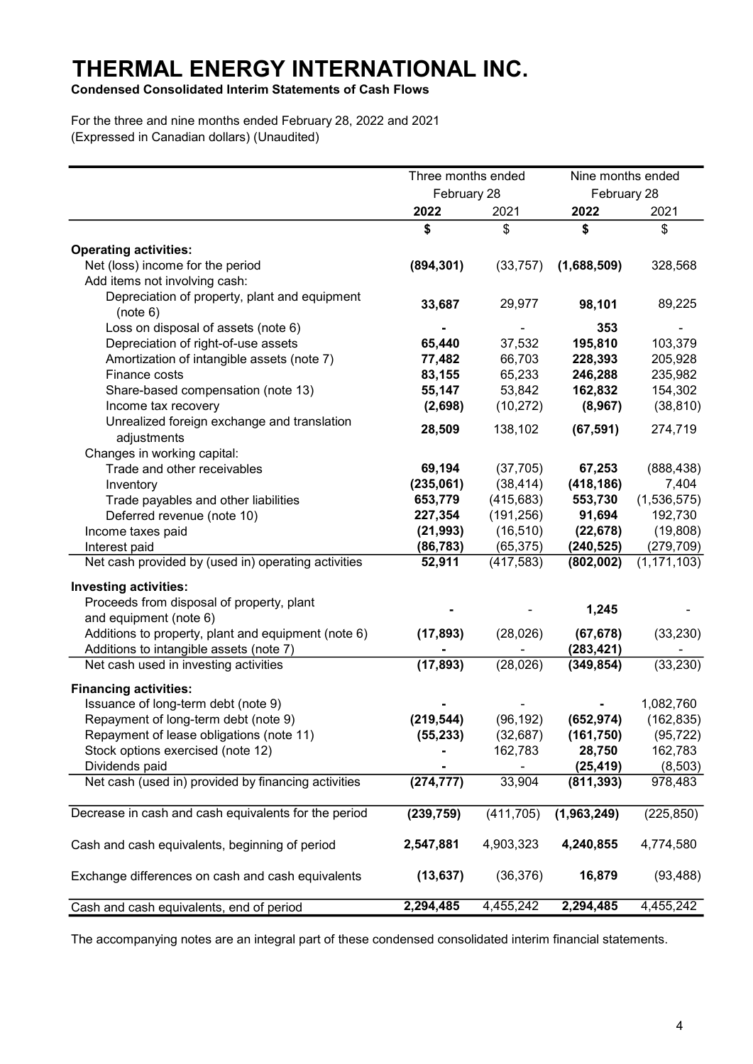# THERMAL ENERGY INTERNATIONAL INC.

**Condensed Consolidated Interim Statements of Cash Flows**

For the three and nine months ended February 28, 2022 and 2021
(Expressed in Canadian dollars) (Unaudited)

| | Three months ended February 28 | | Nine months ended February 28 | |
|---|---|---|---|---|
| | **2022** | 2021 | **2022** | 2021 |
| | **$** | $ | **$** | $ |
| **Operating activities:** | | | | |
| Net (loss) income for the period | **(894,301)** | (33,757) | **(1,688,509)** | 328,568 |
| Add items not involving cash: | | | | |
| Depreciation of property, plant and equipment (note 6) | **33,687** | 29,977 | **98,101** | 89,225 |
| Loss on disposal of assets (note 6) | **-** | - | **353** | - |
| Depreciation of right-of-use assets | **65,440** | 37,532 | **195,810** | 103,379 |
| Amortization of intangible assets (note 7) | **77,482** | 66,703 | **228,393** | 205,928 |
| Finance costs | **83,155** | 65,233 | **246,288** | 235,982 |
| Share-based compensation (note 13) | **55,147** | 53,842 | **162,832** | 154,302 |
| Income tax recovery | **(2,698)** | (10,272) | **(8,967)** | (38,810) |
| Unrealized foreign exchange and translation adjustments | **28,509** | 138,102 | **(67,591)** | 274,719 |
| Changes in working capital: | | | | |
| Trade and other receivables | **69,194** | (37,705) | **67,253** | (888,438) |
| Inventory | **(235,061)** | (38,414) | **(418,186)** | 7,404 |
| Trade payables and other liabilities | **653,779** | (415,683) | **553,730** | (1,536,575) |
| Deferred revenue (note 10) | **227,354** | (191,256) | **91,694** | 192,730 |
| Income taxes paid | **(21,993)** | (16,510) | **(22,678)** | (19,808) |
| Interest paid | **(86,783)** | (65,375) | **(240,525)** | (279,709) |
| Net cash provided by (used in) operating activities | **52,911** | (417,583) | **(802,002)** | (1,171,103) |
| **Investing activities:** | | | | |
| Proceeds from disposal of property, plant and equipment (note 6) | **-** | - | **1,245** | - |
| Additions to property, plant and equipment (note 6) | **(17,893)** | (28,026) | **(67,678)** | (33,230) |
| Additions to intangible assets (note 7) | **-** | - | **(283,421)** | - |
| Net cash used in investing activities | **(17,893)** | (28,026) | **(349,854)** | (33,230) |
| **Financing activities:** | | | | |
| Issuance of long-term debt (note 9) | **-** | - | **-** | 1,082,760 |
| Repayment of long-term debt (note 9) | **(219,544)** | (96,192) | **(652,974)** | (162,835) |
| Repayment of lease obligations (note 11) | **(55,233)** | (32,687) | **(161,750)** | (95,722) |
| Stock options exercised (note 12) | **-** | 162,783 | **28,750** | 162,783 |
| Dividends paid | **-** | - | **(25,419)** | (8,503) |
| Net cash (used in) provided by financing activities | **(274,777)** | 33,904 | **(811,393)** | 978,483 |
| Decrease in cash and cash equivalents for the period | **(239,759)** | (411,705) | **(1,963,249)** | (225,850) |
| Cash and cash equivalents, beginning of period | **2,547,881** | 4,903,323 | **4,240,855** | 4,774,580 |
| Exchange differences on cash and cash equivalents | **(13,637)** | (36,376) | **16,879** | (93,488) |
| Cash and cash equivalents, end of period | **2,294,485** | 4,455,242 | **2,294,485** | 4,455,242 |

The accompanying notes are an integral part of these condensed consolidated interim financial statements.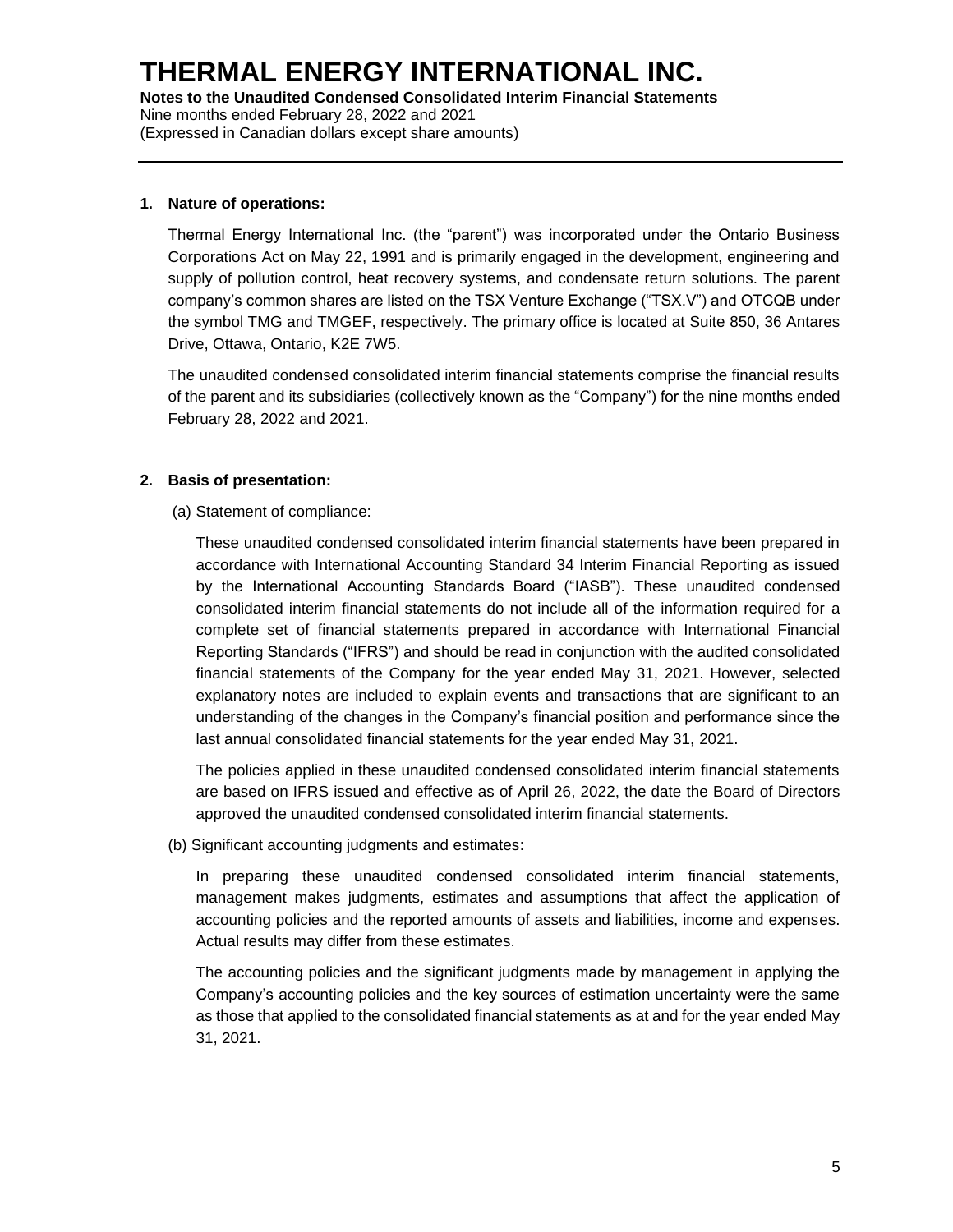## 1. Nature of operations:

Thermal Energy International Inc. (the "parent") was incorporated under the Ontario Business Corporations Act on May 22, 1991 and is primarily engaged in the development, engineering and supply of pollution control, heat recovery systems, and condensate return solutions. The parent company's common shares are listed on the TSX Venture Exchange ("TSX.V") and OTCQB under the symbol TMG and TMGEF, respectively. The primary office is located at Suite 850, 36 Antares Drive, Ottawa, Ontario, K2E 7W5.

The unaudited condensed consolidated interim financial statements comprise the financial results of the parent and its subsidiaries (collectively known as the "Company") for the nine months ended February 28, 2022 and 2021.

## 2. Basis of presentation:

(a) Statement of compliance:

These unaudited condensed consolidated interim financial statements have been prepared in accordance with International Accounting Standard 34 Interim Financial Reporting as issued by the International Accounting Standards Board ("IASB"). These unaudited condensed consolidated interim financial statements do not include all of the information required for a complete set of financial statements prepared in accordance with International Financial Reporting Standards ("IFRS") and should be read in conjunction with the audited consolidated financial statements of the Company for the year ended May 31, 2021. However, selected explanatory notes are included to explain events and transactions that are significant to an understanding of the changes in the Company's financial position and performance since the last annual consolidated financial statements for the year ended May 31, 2021.

The policies applied in these unaudited condensed consolidated interim financial statements are based on IFRS issued and effective as of April 26, 2022, the date the Board of Directors approved the unaudited condensed consolidated interim financial statements.

(b) Significant accounting judgments and estimates:

In preparing these unaudited condensed consolidated interim financial statements, management makes judgments, estimates and assumptions that affect the application of accounting policies and the reported amounts of assets and liabilities, income and expenses. Actual results may differ from these estimates.

The accounting policies and the significant judgments made by management in applying the Company's accounting policies and the key sources of estimation uncertainty were the same as those that applied to the consolidated financial statements as at and for the year ended May 31, 2021.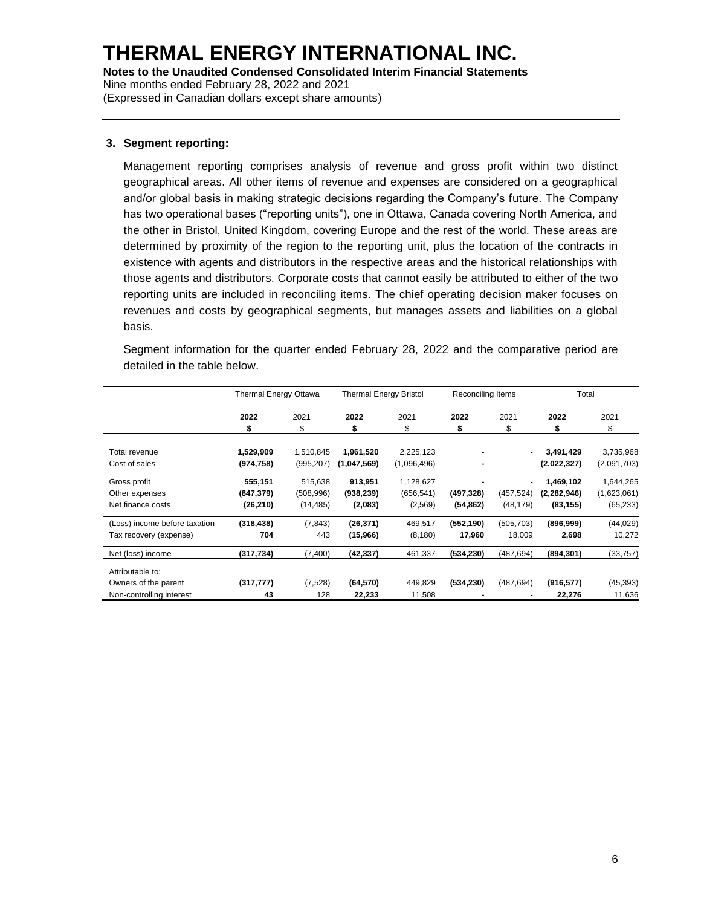# THERMAL ENERGY INTERNATIONAL INC.

**Notes to the Unaudited Condensed Consolidated Interim Financial Statements**
Nine months ended February 28, 2022 and 2021
(Expressed in Canadian dollars except share amounts)

## 3. Segment reporting:

Management reporting comprises analysis of revenue and gross profit within two distinct geographical areas. All other items of revenue and expenses are considered on a geographical and/or global basis in making strategic decisions regarding the Company's future. The Company has two operational bases ("reporting units"), one in Ottawa, Canada covering North America, and the other in Bristol, United Kingdom, covering Europe and the rest of the world. These areas are determined by proximity of the region to the reporting unit, plus the location of the contracts in existence with agents and distributors in the respective areas and the historical relationships with those agents and distributors. Corporate costs that cannot easily be attributed to either of the two reporting units are included in reconciling items. The chief operating decision maker focuses on revenues and costs by geographical segments, but manages assets and liabilities on a global basis.

Segment information for the quarter ended February 28, 2022 and the comparative period are detailed in the table below.

| | Thermal Energy Ottawa | | Thermal Energy Bristol | | Reconciling Items | | Total | |
|---|---|---|---|---|---|---|---|---|
| | **2022** | 2021 | **2022** | 2021 | **2022** | 2021 | **2022** | 2021 |
| | **$** | $ | **$** | $ | **$** | $ | **$** | $ |
| Total revenue | **1,529,909** | 1,510,845 | **1,961,520** | 2,225,123 | **-** | - | **3,491,429** | 3,735,968 |
| Cost of sales | **(974,758)** | (995,207) | **(1,047,569)** | (1,096,496) | **-** | - | **(2,022,327)** | (2,091,703) |
| Gross profit | **555,151** | 515,638 | **913,951** | 1,128,627 | **-** | - | **1,469,102** | 1,644,265 |
| Other expenses | **(847,379)** | (508,996) | **(938,239)** | (656,541) | **(497,328)** | (457,524) | **(2,282,946)** | (1,623,061) |
| Net finance costs | **(26,210)** | (14,485) | **(2,083)** | (2,569) | **(54,862)** | (48,179) | **(83,155)** | (65,233) |
| (Loss) income before taxation | **(318,438)** | (7,843) | **(26,371)** | 469,517 | **(552,190)** | (505,703) | **(896,999)** | (44,029) |
| Tax recovery (expense) | **704** | 443 | **(15,966)** | (8,180) | **17,960** | 18,009 | **2,698** | 10,272 |
| Net (loss) income | **(317,734)** | (7,400) | **(42,337)** | 461,337 | **(534,230)** | (487,694) | **(894,301)** | (33,757) |
| Attributable to: | | | | | | | | |
| Owners of the parent | **(317,777)** | (7,528) | **(64,570)** | 449,829 | **(534,230)** | (487,694) | **(916,577)** | (45,393) |
| Non-controlling interest | **43** | 128 | **22,233** | 11,508 | **-** | - | **22,276** | 11,636 |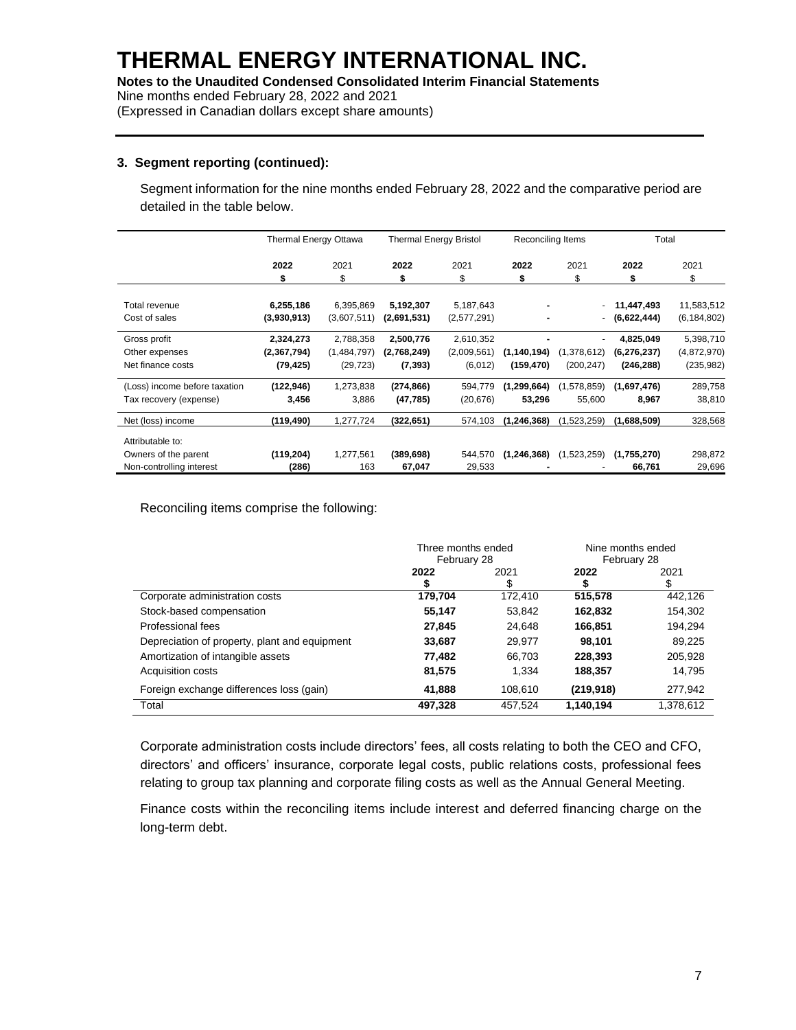### 3. Segment reporting (continued):

Segment information for the nine months ended February 28, 2022 and the comparative period are detailed in the table below.

| | Thermal Energy Ottawa | | Thermal Energy Bristol | | Reconciling Items | | Total | |
|---|---|---|---|---|---|---|---|---|
| | **2022** | 2021 | **2022** | 2021 | **2022** | 2021 | **2022** | 2021 |
| | **$** | $ | **$** | $ | **$** | $ | **$** | $ |
| Total revenue | **6,255,186** | 6,395,869 | **5,192,307** | 5,187,643 | **-** | - | **11,447,493** | 11,583,512 |
| Cost of sales | **(3,930,913)** | (3,607,511) | **(2,691,531)** | (2,577,291) | **-** | - | **(6,622,444)** | (6,184,802) |
| Gross profit | **2,324,273** | 2,788,358 | **2,500,776** | 2,610,352 | **-** | - | **4,825,049** | 5,398,710 |
| Other expenses | **(2,367,794)** | (1,484,797) | **(2,768,249)** | (2,009,561) | **(1,140,194)** | (1,378,612) | **(6,276,237)** | (4,872,970) |
| Net finance costs | **(79,425)** | (29,723) | **(7,393)** | (6,012) | **(159,470)** | (200,247) | **(246,288)** | (235,982) |
| (Loss) income before taxation | **(122,946)** | 1,273,838 | **(274,866)** | 594,779 | **(1,299,664)** | (1,578,859) | **(1,697,476)** | 289,758 |
| Tax recovery (expense) | **3,456** | 3,886 | **(47,785)** | (20,676) | **53,296** | 55,600 | **8,967** | 38,810 |
| Net (loss) income | **(119,490)** | 1,277,724 | **(322,651)** | 574,103 | **(1,246,368)** | (1,523,259) | **(1,688,509)** | 328,568 |
| Attributable to: | | | | | | | | |
| Owners of the parent | **(119,204)** | 1,277,561 | **(389,698)** | 544,570 | **(1,246,368)** | (1,523,259) | **(1,755,270)** | 298,872 |
| Non-controlling interest | **(286)** | 163 | **67,047** | 29,533 | **-** | - | **66,761** | 29,696 |

Reconciling items comprise the following:

| | Three months ended February 28 | | Nine months ended February 28 | |
|---|---|---|---|---|
| | **2022** | 2021 | **2022** | 2021 |
| | **$** | $ | **$** | $ |
| Corporate administration costs | **179,704** | 172,410 | **515,578** | 442,126 |
| Stock-based compensation | **55,147** | 53,842 | **162,832** | 154,302 |
| Professional fees | **27,845** | 24,648 | **166,851** | 194,294 |
| Depreciation of property, plant and equipment | **33,687** | 29,977 | **98,101** | 89,225 |
| Amortization of intangible assets | **77,482** | 66,703 | **228,393** | 205,928 |
| Acquisition costs | **81,575** | 1,334 | **188,357** | 14,795 |
| Foreign exchange differences loss (gain) | **41,888** | 108,610 | **(219,918)** | 277,942 |
| Total | **497,328** | 457,524 | **1,140,194** | 1,378,612 |

Corporate administration costs include directors' fees, all costs relating to both the CEO and CFO, directors' and officers' insurance, corporate legal costs, public relations costs, professional fees relating to group tax planning and corporate filing costs as well as the Annual General Meeting.

Finance costs within the reconciling items include interest and deferred financing charge on the long-term debt.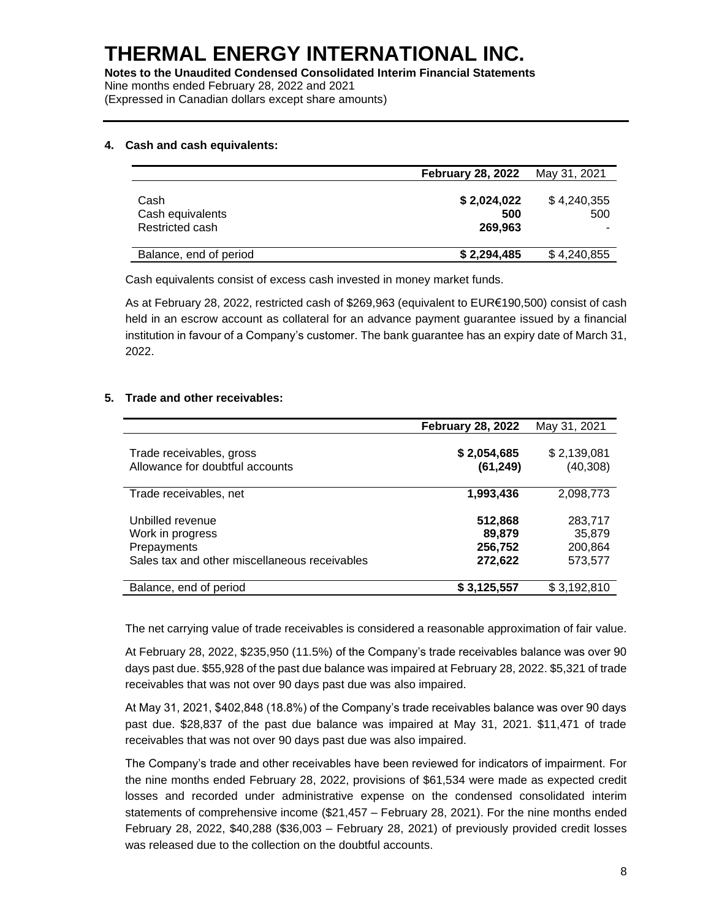# THERMAL ENERGY INTERNATIONAL INC.

**Notes to the Unaudited Condensed Consolidated Interim Financial Statements**
Nine months ended February 28, 2022 and 2021
(Expressed in Canadian dollars except share amounts)

## 4. Cash and cash equivalents:

| | **February 28, 2022** | May 31, 2021 |
|---|---|---|
| Cash | **$ 2,024,022** | $ 4,240,355 |
| Cash equivalents | **500** | 500 |
| Restricted cash | **269,963** | - |
| Balance, end of period | **$ 2,294,485** | $ 4,240,855 |

Cash equivalents consist of excess cash invested in money market funds.

As at February 28, 2022, restricted cash of $269,963 (equivalent to EUR€190,500) consist of cash held in an escrow account as collateral for an advance payment guarantee issued by a financial institution in favour of a Company's customer. The bank guarantee has an expiry date of March 31, 2022.

## 5. Trade and other receivables:

| | **February 28, 2022** | May 31, 2021 |
|---|---|---|
| Trade receivables, gross | **$ 2,054,685** | $ 2,139,081 |
| Allowance for doubtful accounts | **(61,249)** | (40,308) |
| Trade receivables, net | **1,993,436** | 2,098,773 |
| Unbilled revenue | **512,868** | 283,717 |
| Work in progress | **89,879** | 35,879 |
| Prepayments | **256,752** | 200,864 |
| Sales tax and other miscellaneous receivables | **272,622** | 573,577 |
| Balance, end of period | **$ 3,125,557** | $ 3,192,810 |

The net carrying value of trade receivables is considered a reasonable approximation of fair value.

At February 28, 2022, $235,950 (11.5%) of the Company's trade receivables balance was over 90 days past due. $55,928 of the past due balance was impaired at February 28, 2022. $5,321 of trade receivables that was not over 90 days past due was also impaired.

At May 31, 2021, $402,848 (18.8%) of the Company's trade receivables balance was over 90 days past due. $28,837 of the past due balance was impaired at May 31, 2021. $11,471 of trade receivables that was not over 90 days past due was also impaired.

The Company's trade and other receivables have been reviewed for indicators of impairment. For the nine months ended February 28, 2022, provisions of $61,534 were made as expected credit losses and recorded under administrative expense on the condensed consolidated interim statements of comprehensive income ($21,457 – February 28, 2021). For the nine months ended February 28, 2022, $40,288 ($36,003 – February 28, 2021) of previously provided credit losses was released due to the collection on the doubtful accounts.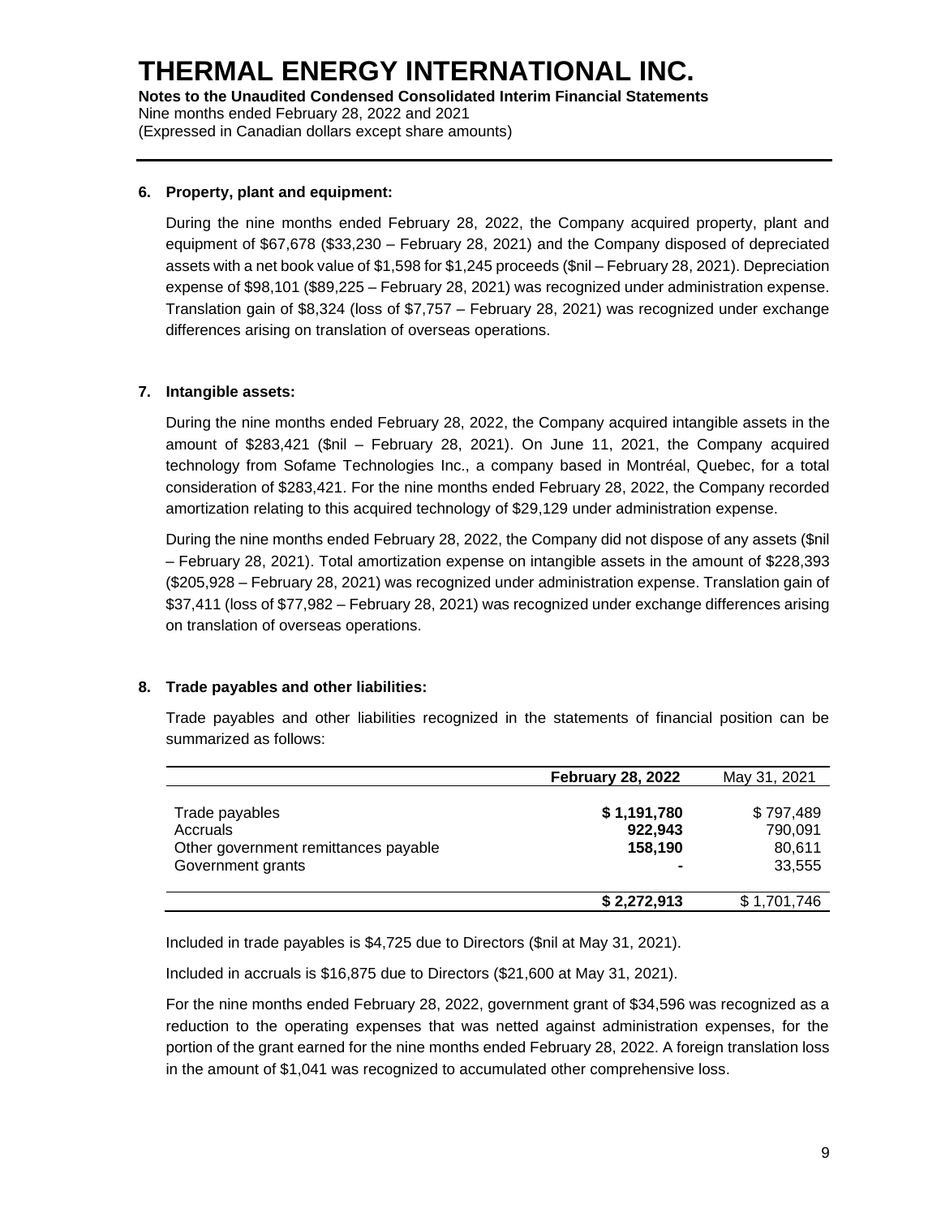# THERMAL ENERGY INTERNATIONAL INC.

**Notes to the Unaudited Condensed Consolidated Interim Financial Statements**
Nine months ended February 28, 2022 and 2021
(Expressed in Canadian dollars except share amounts)

**6. Property, plant and equipment:**

During the nine months ended February 28, 2022, the Company acquired property, plant and equipment of $67,678 ($33,230 – February 28, 2021) and the Company disposed of depreciated assets with a net book value of $1,598 for $1,245 proceeds ($nil – February 28, 2021). Depreciation expense of $98,101 ($89,225 – February 28, 2021) was recognized under administration expense. Translation gain of $8,324 (loss of $7,757 – February 28, 2021) was recognized under exchange differences arising on translation of overseas operations.

**7. Intangible assets:**

During the nine months ended February 28, 2022, the Company acquired intangible assets in the amount of $283,421 ($nil – February 28, 2021). On June 11, 2021, the Company acquired technology from Sofame Technologies Inc., a company based in Montréal, Quebec, for a total consideration of $283,421. For the nine months ended February 28, 2022, the Company recorded amortization relating to this acquired technology of $29,129 under administration expense.

During the nine months ended February 28, 2022, the Company did not dispose of any assets ($nil – February 28, 2021). Total amortization expense on intangible assets in the amount of $228,393 ($205,928 – February 28, 2021) was recognized under administration expense. Translation gain of $37,411 (loss of $77,982 – February 28, 2021) was recognized under exchange differences arising on translation of overseas operations.

**8. Trade payables and other liabilities:**

Trade payables and other liabilities recognized in the statements of financial position can be summarized as follows:

| | **February 28, 2022** | May 31, 2021 |
|---|---|---|
| Trade payables | **$ 1,191,780** | $ 797,489 |
| Accruals | **922,943** | 790,091 |
| Other government remittances payable | **158,190** | 80,611 |
| Government grants | **-** | 33,555 |
| | **$ 2,272,913** | $ 1,701,746 |

Included in trade payables is $4,725 due to Directors ($nil at May 31, 2021).

Included in accruals is $16,875 due to Directors ($21,600 at May 31, 2021).

For the nine months ended February 28, 2022, government grant of $34,596 was recognized as a reduction to the operating expenses that was netted against administration expenses, for the portion of the grant earned for the nine months ended February 28, 2022. A foreign translation loss in the amount of $1,041 was recognized to accumulated other comprehensive loss.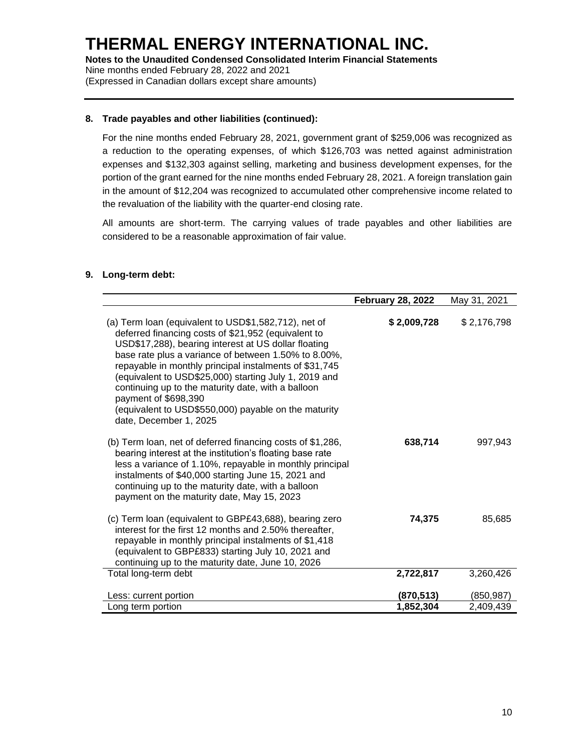## 8. Trade payables and other liabilities (continued):

For the nine months ended February 28, 2021, government grant of $259,006 was recognized as a reduction to the operating expenses, of which $126,703 was netted against administration expenses and $132,303 against selling, marketing and business development expenses, for the portion of the grant earned for the nine months ended February 28, 2021. A foreign translation gain in the amount of $12,204 was recognized to accumulated other comprehensive income related to the revaluation of the liability with the quarter-end closing rate.

All amounts are short-term. The carrying values of trade payables and other liabilities are considered to be a reasonable approximation of fair value.

## 9. Long-term debt:

| | **February 28, 2022** | May 31, 2021 |
|---|---|---|
| (a) Term loan (equivalent to USD$1,582,712), net of deferred financing costs of $21,952 (equivalent to USD$17,288), bearing interest at US dollar floating base rate plus a variance of between 1.50% to 8.00%, repayable in monthly principal instalments of $31,745 (equivalent to USD$25,000) starting July 1, 2019 and continuing up to the maturity date, with a balloon payment of $698,390 (equivalent to USD$550,000) payable on the maturity date, December 1, 2025 | **$ 2,009,728** | $ 2,176,798 |
| (b) Term loan, net of deferred financing costs of $1,286, bearing interest at the institution's floating base rate less a variance of 1.10%, repayable in monthly principal instalments of $40,000 starting June 15, 2021 and continuing up to the maturity date, with a balloon payment on the maturity date, May 15, 2023 | **638,714** | 997,943 |
| (c) Term loan (equivalent to GBP£43,688), bearing zero interest for the first 12 months and 2.50% thereafter, repayable in monthly principal instalments of $1,418 (equivalent to GBP£833) starting July 10, 2021 and continuing up to the maturity date, June 10, 2026 | **74,375** | 85,685 |
| Total long-term debt | **2,722,817** | 3,260,426 |
| Less: current portion | **(870,513)** | (850,987) |
| Long term portion | **1,852,304** | 2,409,439 |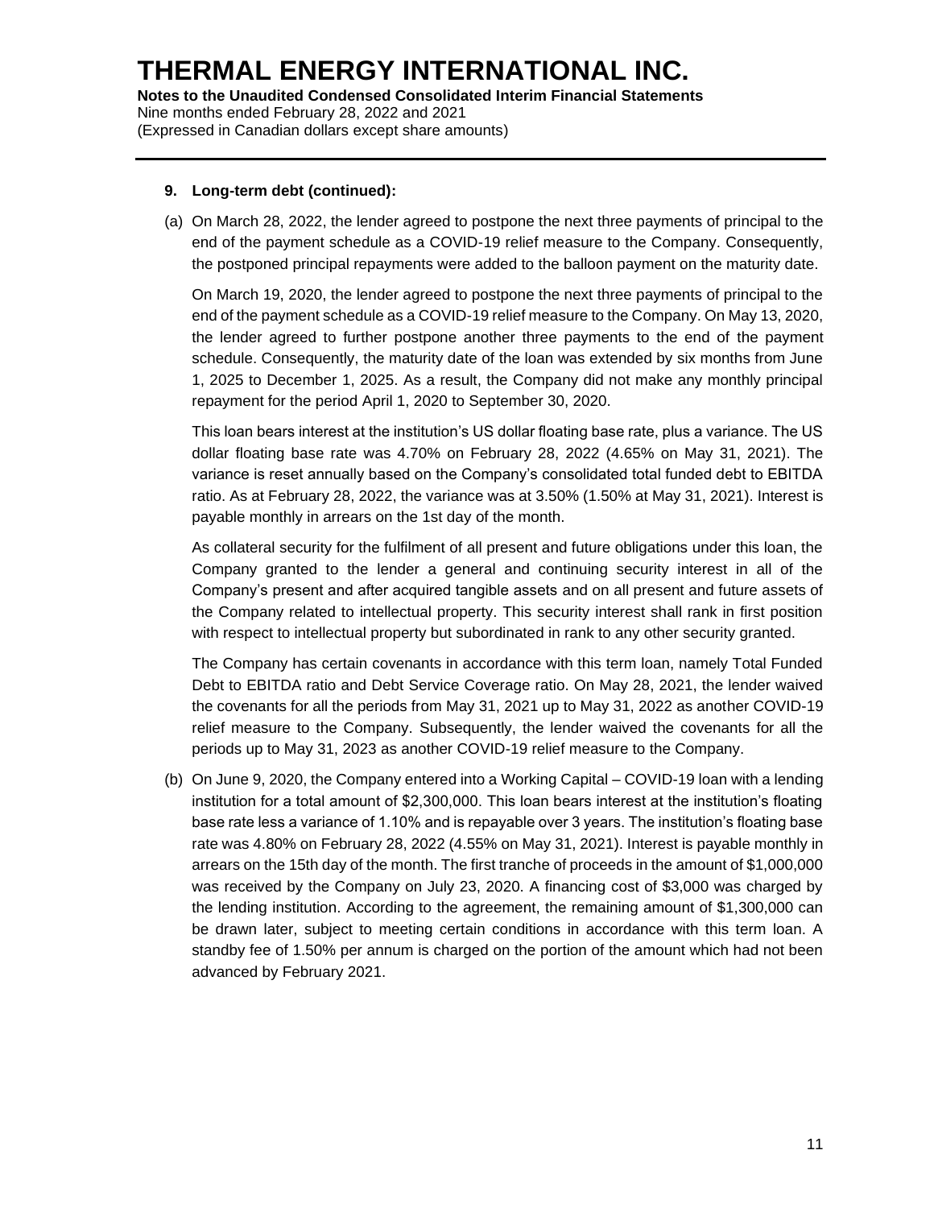**9. Long-term debt (continued):**

(a) On March 28, 2022, the lender agreed to postpone the next three payments of principal to the end of the payment schedule as a COVID-19 relief measure to the Company. Consequently, the postponed principal repayments were added to the balloon payment on the maturity date.

On March 19, 2020, the lender agreed to postpone the next three payments of principal to the end of the payment schedule as a COVID-19 relief measure to the Company. On May 13, 2020, the lender agreed to further postpone another three payments to the end of the payment schedule. Consequently, the maturity date of the loan was extended by six months from June 1, 2025 to December 1, 2025. As a result, the Company did not make any monthly principal repayment for the period April 1, 2020 to September 30, 2020.

This loan bears interest at the institution's US dollar floating base rate, plus a variance. The US dollar floating base rate was 4.70% on February 28, 2022 (4.65% on May 31, 2021). The variance is reset annually based on the Company's consolidated total funded debt to EBITDA ratio. As at February 28, 2022, the variance was at 3.50% (1.50% at May 31, 2021). Interest is payable monthly in arrears on the 1st day of the month.

As collateral security for the fulfilment of all present and future obligations under this loan, the Company granted to the lender a general and continuing security interest in all of the Company's present and after acquired tangible assets and on all present and future assets of the Company related to intellectual property. This security interest shall rank in first position with respect to intellectual property but subordinated in rank to any other security granted.

The Company has certain covenants in accordance with this term loan, namely Total Funded Debt to EBITDA ratio and Debt Service Coverage ratio. On May 28, 2021, the lender waived the covenants for all the periods from May 31, 2021 up to May 31, 2022 as another COVID-19 relief measure to the Company. Subsequently, the lender waived the covenants for all the periods up to May 31, 2023 as another COVID-19 relief measure to the Company.

(b) On June 9, 2020, the Company entered into a Working Capital – COVID-19 loan with a lending institution for a total amount of $2,300,000. This loan bears interest at the institution's floating base rate less a variance of 1.10% and is repayable over 3 years. The institution's floating base rate was 4.80% on February 28, 2022 (4.55% on May 31, 2021). Interest is payable monthly in arrears on the 15th day of the month. The first tranche of proceeds in the amount of $1,000,000 was received by the Company on July 23, 2020. A financing cost of $3,000 was charged by the lending institution. According to the agreement, the remaining amount of $1,300,000 can be drawn later, subject to meeting certain conditions in accordance with this term loan. A standby fee of 1.50% per annum is charged on the portion of the amount which had not been advanced by February 2021.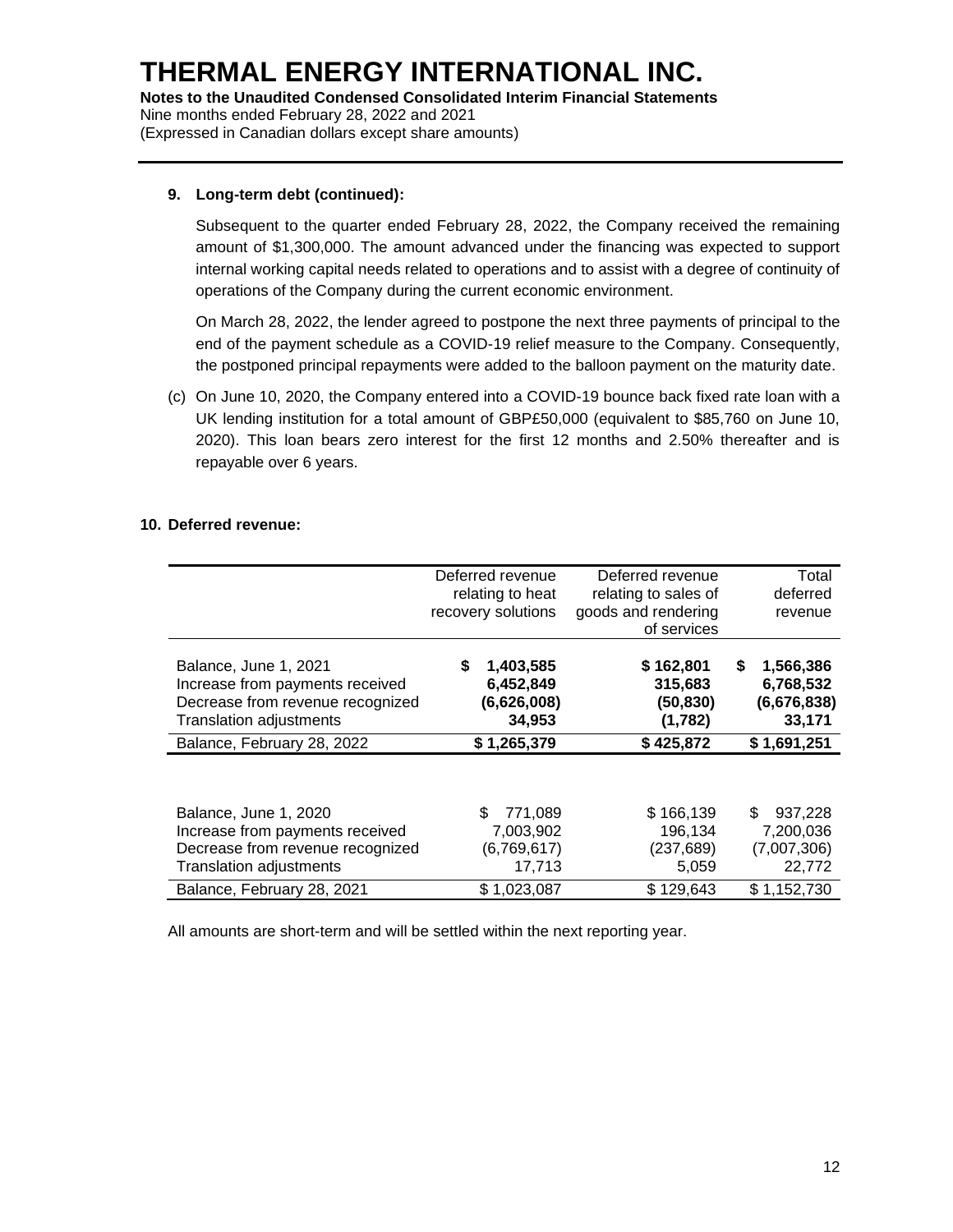# THERMAL ENERGY INTERNATIONAL INC.

**Notes to the Unaudited Condensed Consolidated Interim Financial Statements**
Nine months ended February 28, 2022 and 2021
(Expressed in Canadian dollars except share amounts)

**9. Long-term debt (continued):**

Subsequent to the quarter ended February 28, 2022, the Company received the remaining amount of $1,300,000. The amount advanced under the financing was expected to support internal working capital needs related to operations and to assist with a degree of continuity of operations of the Company during the current economic environment.

On March 28, 2022, the lender agreed to postpone the next three payments of principal to the end of the payment schedule as a COVID-19 relief measure to the Company. Consequently, the postponed principal repayments were added to the balloon payment on the maturity date.

(c) On June 10, 2020, the Company entered into a COVID-19 bounce back fixed rate loan with a UK lending institution for a total amount of GBP£50,000 (equivalent to $85,760 on June 10, 2020). This loan bears zero interest for the first 12 months and 2.50% thereafter and is repayable over 6 years.

**10. Deferred revenue:**

| | Deferred revenue relating to heat recovery solutions | Deferred revenue relating to sales of goods and rendering of services | Total deferred revenue |
|---|---|---|---|
| Balance, June 1, 2021 | **$ 1,403,585** | **$ 162,801** | **$ 1,566,386** |
| Increase from payments received | **6,452,849** | **315,683** | **6,768,532** |
| Decrease from revenue recognized | **(6,626,008)** | **(50,830)** | **(6,676,838)** |
| Translation adjustments | **34,953** | **(1,782)** | **33,171** |
| Balance, February 28, 2022 | **$ 1,265,379** | **$ 425,872** | **$ 1,691,251** |
| | | | |
| Balance, June 1, 2020 | $ 771,089 | $ 166,139 | $ 937,228 |
| Increase from payments received | 7,003,902 | 196,134 | 7,200,036 |
| Decrease from revenue recognized | (6,769,617) | (237,689) | (7,007,306) |
| Translation adjustments | 17,713 | 5,059 | 22,772 |
| Balance, February 28, 2021 | $ 1,023,087 | $ 129,643 | $ 1,152,730 |

All amounts are short-term and will be settled within the next reporting year.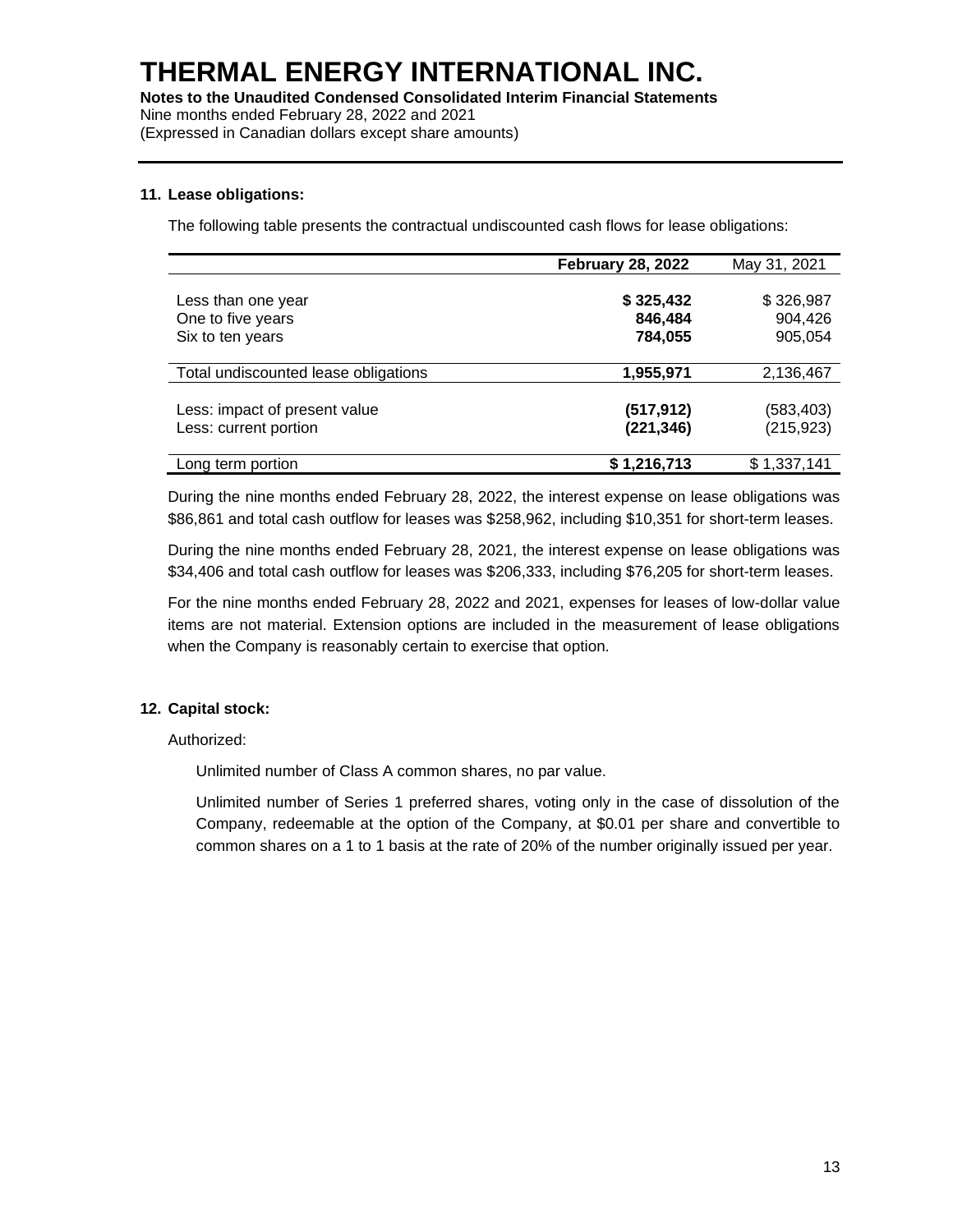### 11. Lease obligations:

The following table presents the contractual undiscounted cash flows for lease obligations:

| | **February 28, 2022** | May 31, 2021 |
|---|---|---|
| Less than one year | **$ 325,432** | $ 326,987 |
| One to five years | **846,484** | 904,426 |
| Six to ten years | **784,055** | 905,054 |
| Total undiscounted lease obligations | **1,955,971** | 2,136,467 |
| Less: impact of present value | **(517,912)** | (583,403) |
| Less: current portion | **(221,346)** | (215,923) |
| Long term portion | **$ 1,216,713** | $ 1,337,141 |

During the nine months ended February 28, 2022, the interest expense on lease obligations was $86,861 and total cash outflow for leases was $258,962, including $10,351 for short-term leases.

During the nine months ended February 28, 2021, the interest expense on lease obligations was $34,406 and total cash outflow for leases was $206,333, including $76,205 for short-term leases.

For the nine months ended February 28, 2022 and 2021, expenses for leases of low-dollar value items are not material. Extension options are included in the measurement of lease obligations when the Company is reasonably certain to exercise that option.

### 12. Capital stock:

Authorized:

Unlimited number of Class A common shares, no par value.

Unlimited number of Series 1 preferred shares, voting only in the case of dissolution of the Company, redeemable at the option of the Company, at $0.01 per share and convertible to common shares on a 1 to 1 basis at the rate of 20% of the number originally issued per year.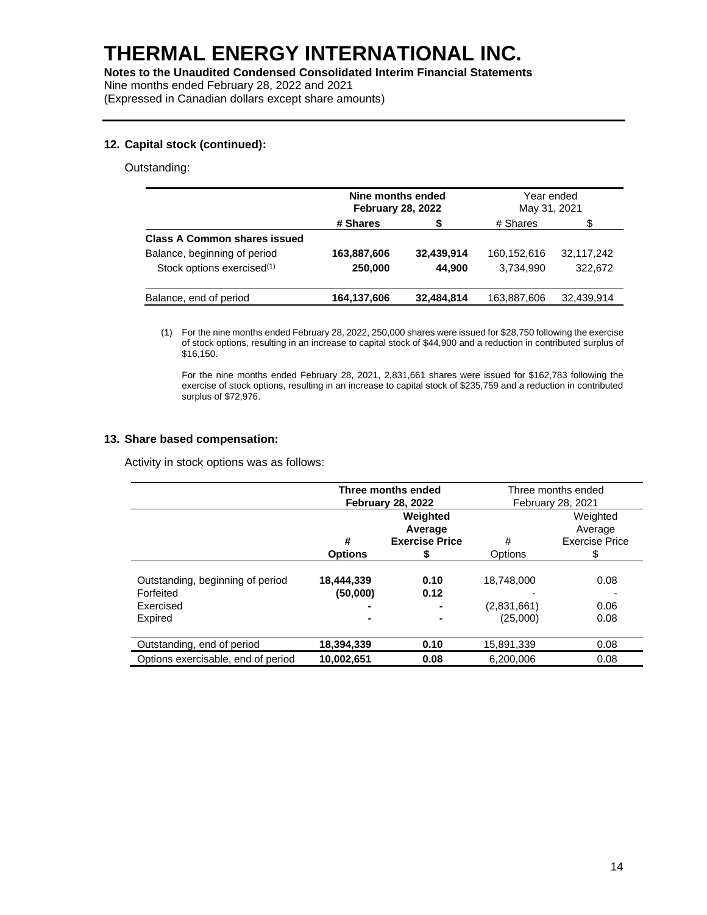# THERMAL ENERGY INTERNATIONAL INC.

**Notes to the Unaudited Condensed Consolidated Interim Financial Statements**
Nine months ended February 28, 2022 and 2021
(Expressed in Canadian dollars except share amounts)

## 12. Capital stock (continued):

Outstanding:

| | **Nine months ended February 28, 2022** | | Year ended May 31, 2021 | |
|---|---|---|---|---|
| | **# Shares** | **$** | # Shares | $ |
| **Class A Common shares issued** | | | | |
| Balance, beginning of period | **163,887,606** | **32,439,914** | 160,152,616 | 32,117,242 |
| Stock options exercised[(1)] | **250,000** | **44,900** | 3,734,990 | 322,672 |
| Balance, end of period | **164,137,606** | **32,484,814** | 163,887,606 | 32,439,914 |

(1) For the nine months ended February 28, 2022, 250,000 shares were issued for $28,750 following the exercise of stock options, resulting in an increase to capital stock of $44,900 and a reduction in contributed surplus of $16,150.

For the nine months ended February 28, 2021, 2,831,661 shares were issued for $162,783 following the exercise of stock options, resulting in an increase to capital stock of $235,759 and a reduction in contributed surplus of $72,976.

## 13. Share based compensation:

Activity in stock options was as follows:

| | **Three months ended February 28, 2022** | | Three months ended February 28, 2021 | |
|---|---|---|---|---|
| | **# Options** | **Weighted Average Exercise Price $** | # Options | Weighted Average Exercise Price $ |
| Outstanding, beginning of period | **18,444,339** | **0.10** | 18,748,000 | 0.08 |
| Forfeited | **(50,000)** | **0.12** | - | - |
| Exercised | **-** | **-** | (2,831,661) | 0.06 |
| Expired | **-** | **-** | (25,000) | 0.08 |
| Outstanding, end of period | **18,394,339** | **0.10** | 15,891,339 | 0.08 |
| Options exercisable, end of period | **10,002,651** | **0.08** | 6,200,006 | 0.08 |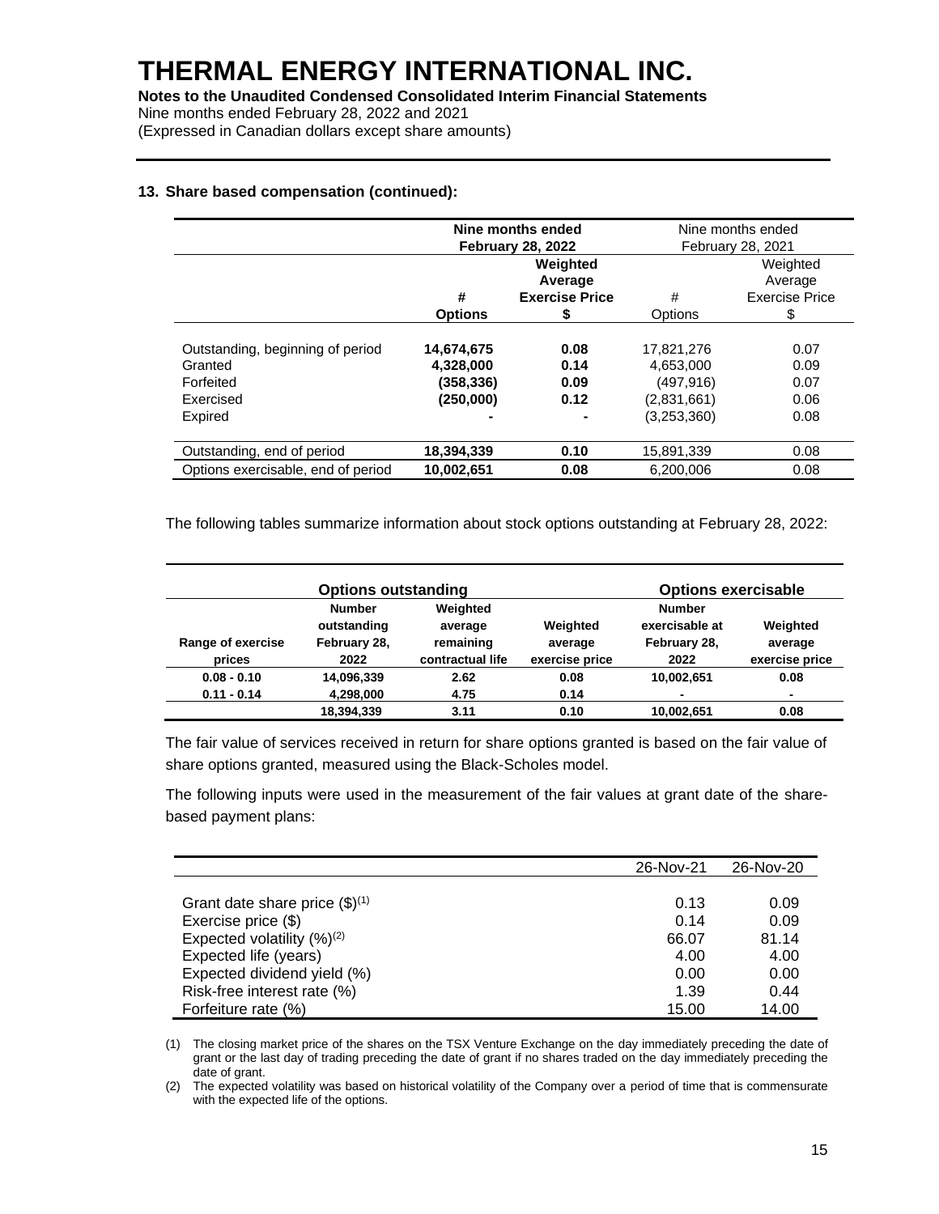# THERMAL ENERGY INTERNATIONAL INC.

**Notes to the Unaudited Condensed Consolidated Interim Financial Statements**
Nine months ended February 28, 2022 and 2021
(Expressed in Canadian dollars except share amounts)

**13. Share based compensation (continued):**

| | **Nine months ended February 28, 2022** | | Nine months ended February 28, 2021 | |
|---|---|---|---|---|
| | **# Options** | **Weighted Average Exercise Price $** | # Options | Weighted Average Exercise Price $ |
| Outstanding, beginning of period | **14,674,675** | **0.08** | 17,821,276 | 0.07 |
| Granted | **4,328,000** | **0.14** | 4,653,000 | 0.09 |
| Forfeited | **(358,336)** | **0.09** | (497,916) | 0.07 |
| Exercised | **(250,000)** | **0.12** | (2,831,661) | 0.06 |
| Expired | **-** | **-** | (3,253,360) | 0.08 |
| Outstanding, end of period | **18,394,339** | **0.10** | 15,891,339 | 0.08 |
| Options exercisable, end of period | **10,002,651** | **0.08** | 6,200,006 | 0.08 |

The following tables summarize information about stock options outstanding at February 28, 2022:

| | **Options outstanding** | | | **Options exercisable** | |
|---|---|---|---|---|---|
| **Range of exercise prices** | **Number outstanding February 28, 2022** | **Weighted average remaining contractual life** | **Weighted average exercise price** | **Number exercisable at February 28, 2022** | **Weighted average exercise price** |
| **0.08 - 0.10** | **14,096,339** | **2.62** | **0.08** | **10,002,651** | **0.08** |
| **0.11 - 0.14** | **4,298,000** | **4.75** | **0.14** | **-** | **-** |
| | **18,394,339** | **3.11** | **0.10** | **10,002,651** | **0.08** |

The fair value of services received in return for share options granted is based on the fair value of share options granted, measured using the Black-Scholes model.

The following inputs were used in the measurement of the fair values at grant date of the share-based payment plans:

| | 26-Nov-21 | 26-Nov-20 |
|---|---|---|
| Grant date share price ($)[(1)] | 0.13 | 0.09 |
| Exercise price ($) | 0.14 | 0.09 |
| Expected volatility (%)[(2)] | 66.07 | 81.14 |
| Expected life (years) | 4.00 | 4.00 |
| Expected dividend yield (%) | 0.00 | 0.00 |
| Risk-free interest rate (%) | 1.39 | 0.44 |
| Forfeiture rate (%) | 15.00 | 14.00 |

(1) The closing market price of the shares on the TSX Venture Exchange on the day immediately preceding the date of grant or the last day of trading preceding the date of grant if no shares traded on the day immediately preceding the date of grant.

(2) The expected volatility was based on historical volatility of the Company over a period of time that is commensurate with the expected life of the options.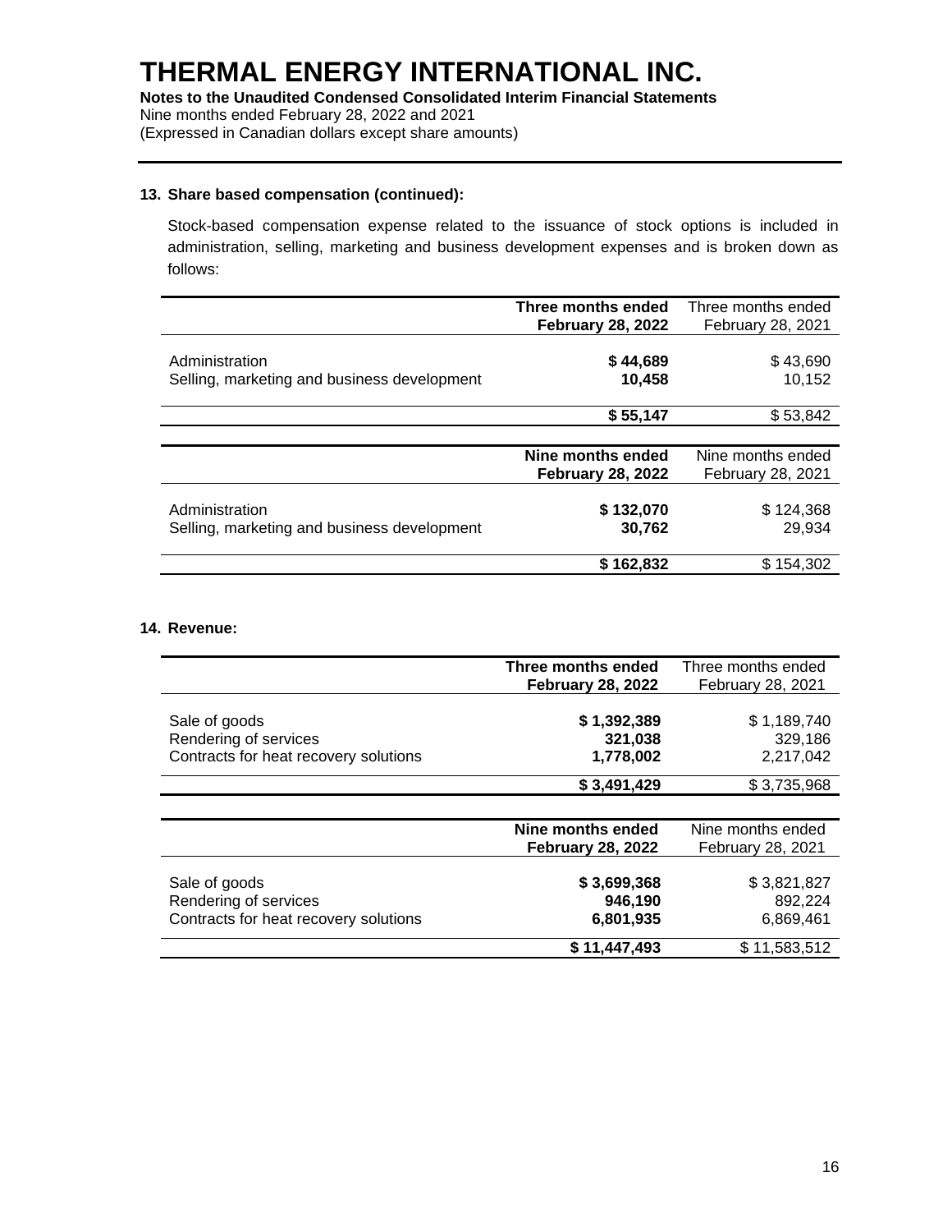# THERMAL ENERGY INTERNATIONAL INC.

**Notes to the Unaudited Condensed Consolidated Interim Financial Statements**
Nine months ended February 28, 2022 and 2021
(Expressed in Canadian dollars except share amounts)

### 13. Share based compensation (continued):

Stock-based compensation expense related to the issuance of stock options is included in administration, selling, marketing and business development expenses and is broken down as follows:

| | **Three months ended February 28, 2022** | Three months ended February 28, 2021 |
|---|---|---|
| Administration | **$ 44,689** | $ 43,690 |
| Selling, marketing and business development | **10,458** | 10,152 |
| | **$ 55,147** | $ 53,842 |

| | **Nine months ended February 28, 2022** | Nine months ended February 28, 2021 |
|---|---|---|
| Administration | **$ 132,070** | $ 124,368 |
| Selling, marketing and business development | **30,762** | 29,934 |
| | **$ 162,832** | $ 154,302 |

### 14. Revenue:

| | **Three months ended February 28, 2022** | Three months ended February 28, 2021 |
|---|---|---|
| Sale of goods | **$ 1,392,389** | $ 1,189,740 |
| Rendering of services | **321,038** | 329,186 |
| Contracts for heat recovery solutions | **1,778,002** | 2,217,042 |
| | **$ 3,491,429** | $ 3,735,968 |

| | **Nine months ended February 28, 2022** | Nine months ended February 28, 2021 |
|---|---|---|
| Sale of goods | **$ 3,699,368** | $ 3,821,827 |
| Rendering of services | **946,190** | 892,224 |
| Contracts for heat recovery solutions | **6,801,935** | 6,869,461 |
| | **$ 11,447,493** | $ 11,583,512 |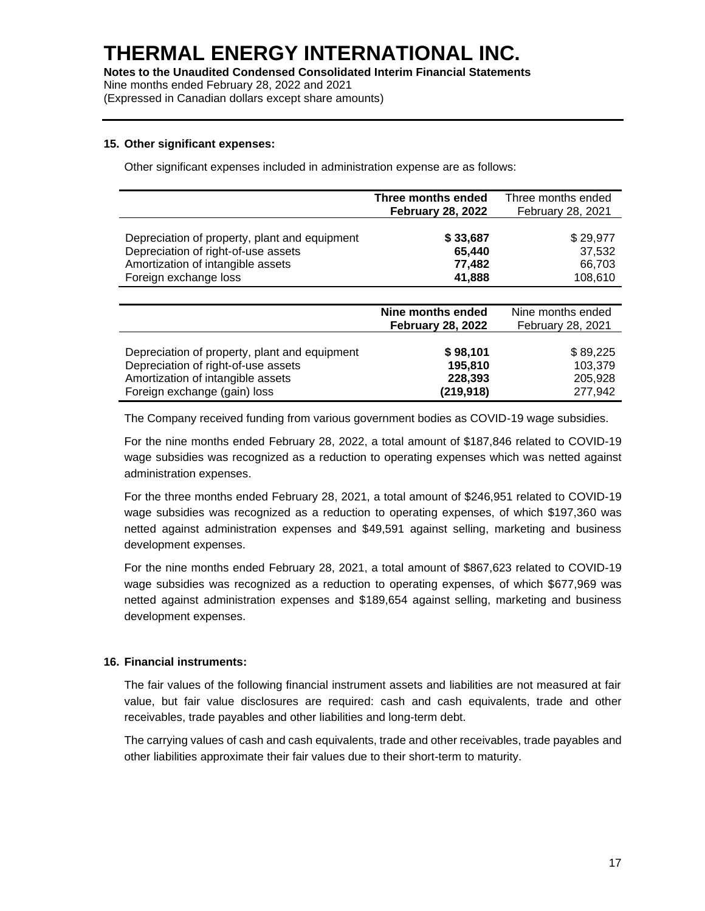## 15. Other significant expenses:

Other significant expenses included in administration expense are as follows:

| | **Three months ended February 28, 2022** | Three months ended February 28, 2021 |
|---|---|---|
| Depreciation of property, plant and equipment | **$ 33,687** | $ 29,977 |
| Depreciation of right-of-use assets | **65,440** | 37,532 |
| Amortization of intangible assets | **77,482** | 66,703 |
| Foreign exchange loss | **41,888** | 108,610 |

| | **Nine months ended February 28, 2022** | Nine months ended February 28, 2021 |
|---|---|---|
| Depreciation of property, plant and equipment | **$ 98,101** | $ 89,225 |
| Depreciation of right-of-use assets | **195,810** | 103,379 |
| Amortization of intangible assets | **228,393** | 205,928 |
| Foreign exchange (gain) loss | **(219,918)** | 277,942 |

The Company received funding from various government bodies as COVID-19 wage subsidies.

For the nine months ended February 28, 2022, a total amount of $187,846 related to COVID-19 wage subsidies was recognized as a reduction to operating expenses which was netted against administration expenses.

For the three months ended February 28, 2021, a total amount of $246,951 related to COVID-19 wage subsidies was recognized as a reduction to operating expenses, of which $197,360 was netted against administration expenses and $49,591 against selling, marketing and business development expenses.

For the nine months ended February 28, 2021, a total amount of $867,623 related to COVID-19 wage subsidies was recognized as a reduction to operating expenses, of which $677,969 was netted against administration expenses and $189,654 against selling, marketing and business development expenses.

## 16. Financial instruments:

The fair values of the following financial instrument assets and liabilities are not measured at fair value, but fair value disclosures are required: cash and cash equivalents, trade and other receivables, trade payables and other liabilities and long-term debt.

The carrying values of cash and cash equivalents, trade and other receivables, trade payables and other liabilities approximate their fair values due to their short-term to maturity.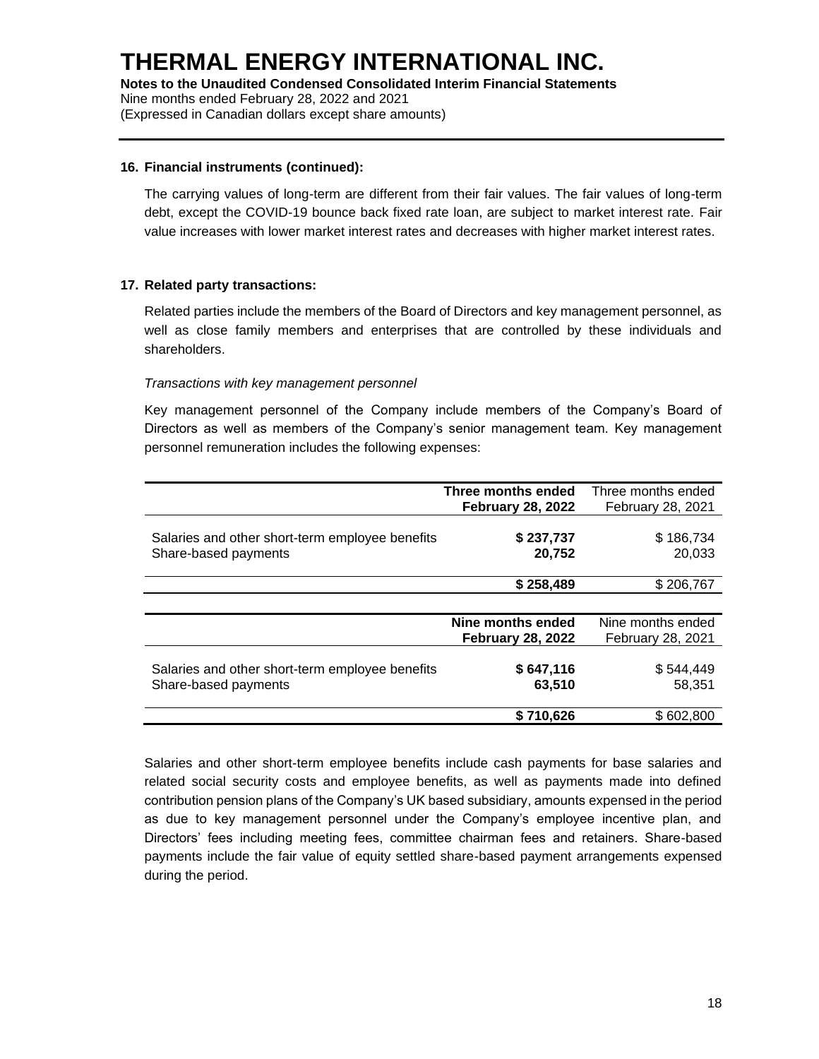**16. Financial instruments (continued):**

The carrying values of long-term are different from their fair values. The fair values of long-term debt, except the COVID-19 bounce back fixed rate loan, are subject to market interest rate. Fair value increases with lower market interest rates and decreases with higher market interest rates.

**17. Related party transactions:**

Related parties include the members of the Board of Directors and key management personnel, as well as close family members and enterprises that are controlled by these individuals and shareholders.

*Transactions with key management personnel*

Key management personnel of the Company include members of the Company's Board of Directors as well as members of the Company's senior management team. Key management personnel remuneration includes the following expenses:

| | **Three months ended February 28, 2022** | Three months ended February 28, 2021 |
|---|---|---|
| Salaries and other short-term employee benefits | **$ 237,737** | $ 186,734 |
| Share-based payments | **20,752** | 20,033 |
| | **$ 258,489** | $ 206,767 |

| | **Nine months ended February 28, 2022** | Nine months ended February 28, 2021 |
|---|---|---|
| Salaries and other short-term employee benefits | **$ 647,116** | $ 544,449 |
| Share-based payments | **63,510** | 58,351 |
| | **$ 710,626** | $ 602,800 |

Salaries and other short-term employee benefits include cash payments for base salaries and related social security costs and employee benefits, as well as payments made into defined contribution pension plans of the Company's UK based subsidiary, amounts expensed in the period as due to key management personnel under the Company's employee incentive plan, and Directors' fees including meeting fees, committee chairman fees and retainers. Share-based payments include the fair value of equity settled share-based payment arrangements expensed during the period.